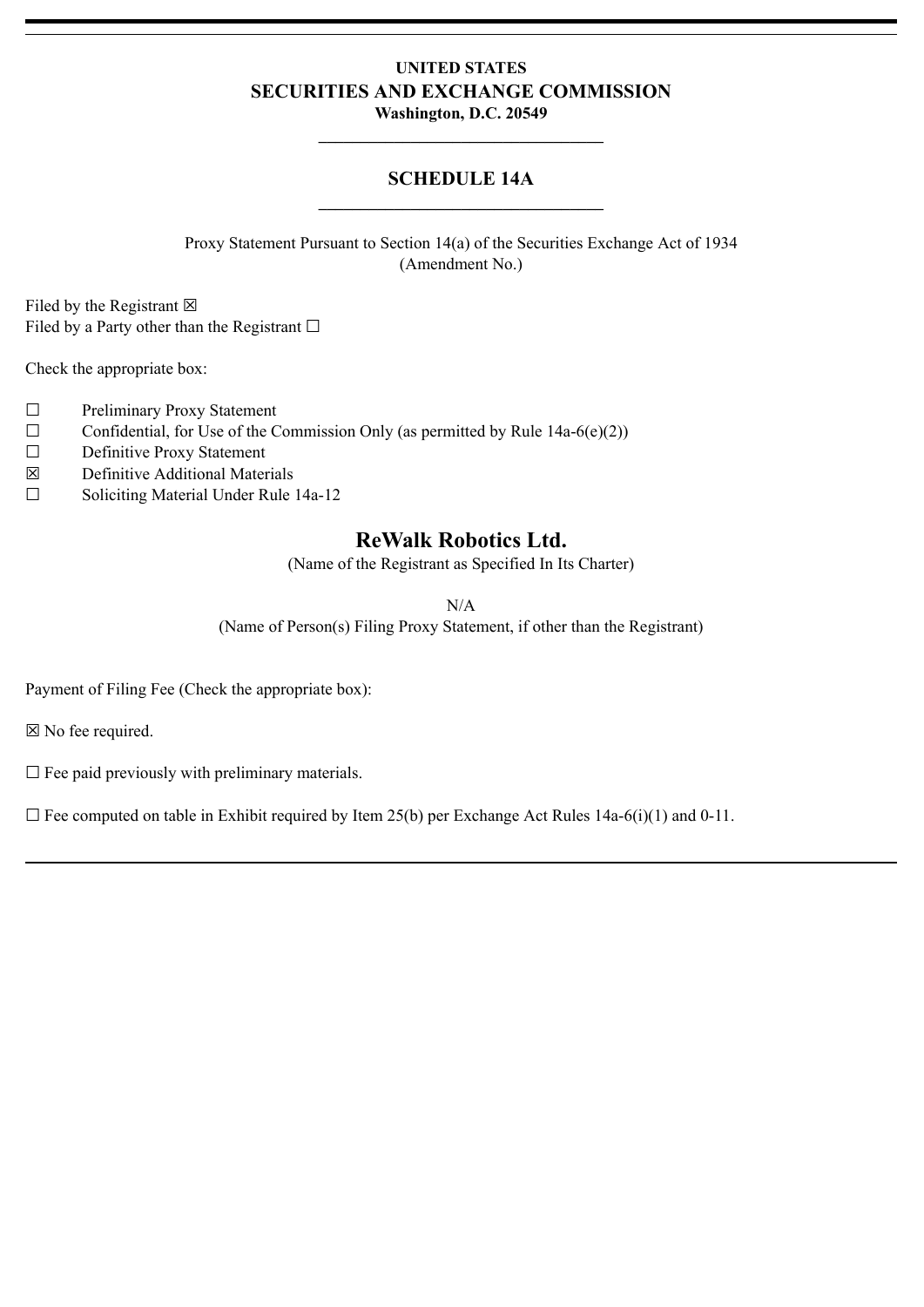**UNITED STATES**

**SECURITIES AND EXCHANGE COMMISSION**

**Washington, D.C. 20549**

---

**SCHEDULE 14A**

---

Proxy Statement Pursuant to Section 14(a) of the Securities Exchange Act of 1934
(Amendment No.)

Filed by the Registrant ☒
Filed by a Party other than the Registrant ☐

Check the appropriate box:

☐ Preliminary Proxy Statement
☐ Confidential, for Use of the Commission Only (as permitted by Rule 14a-6(e)(2))
☐ Definitive Proxy Statement
☒ Definitive Additional Materials
☐ Soliciting Material Under Rule 14a-12

**ReWalk Robotics Ltd.**

(Name of the Registrant as Specified In Its Charter)

N/A

(Name of Person(s) Filing Proxy Statement, if other than the Registrant)

Payment of Filing Fee (Check the appropriate box):

☒ No fee required.

☐ Fee paid previously with preliminary materials.

☐ Fee computed on table in Exhibit required by Item 25(b) per Exchange Act Rules 14a-6(i)(1) and 0-11.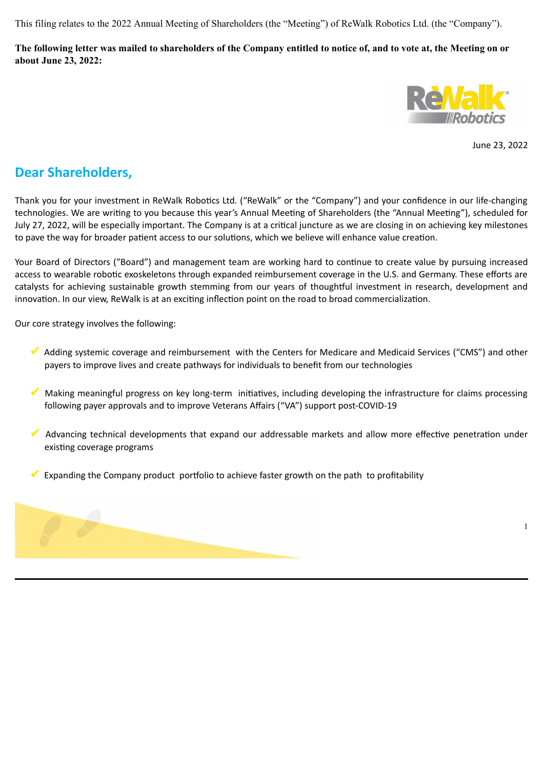This filing relates to the 2022 Annual Meeting of Shareholders (the "Meeting") of ReWalk Robotics Ltd. (the "Company").

**The following letter was mailed to shareholders of the Company entitled to notice of, and to vote at, the Meeting on or about June 23, 2022:**

June 23, 2022

## Dear Shareholders,

Thank you for your investment in ReWalk Robotics Ltd. ("ReWalk" or the "Company") and your confidence in our life-changing technologies. We are writing to you because this year's Annual Meeting of Shareholders (the "Annual Meeting"), scheduled for July 27, 2022, will be especially important. The Company is at a critical juncture as we are closing in on achieving key milestones to pave the way for broader patient access to our solutions, which we believe will enhance value creation.

Your Board of Directors ("Board") and management team are working hard to continue to create value by pursuing increased access to wearable robotic exoskeletons through expanded reimbursement coverage in the U.S. and Germany. These efforts are catalysts for achieving sustainable growth stemming from our years of thoughtful investment in research, development and innovation. In our view, ReWalk is at an exciting inflection point on the road to broad commercialization.

Our core strategy involves the following:

- ✔ Adding systemic coverage and reimbursement with the Centers for Medicare and Medicaid Services ("CMS") and other payers to improve lives and create pathways for individuals to benefit from our technologies
- ✔ Making meaningful progress on key long-term initiatives, including developing the infrastructure for claims processing following payer approvals and to improve Veterans Affairs ("VA") support post-COVID-19
- ✔ Advancing technical developments that expand our addressable markets and allow more effective penetration under existing coverage programs
- ✔ Expanding the Company product portfolio to achieve faster growth on the path to profitability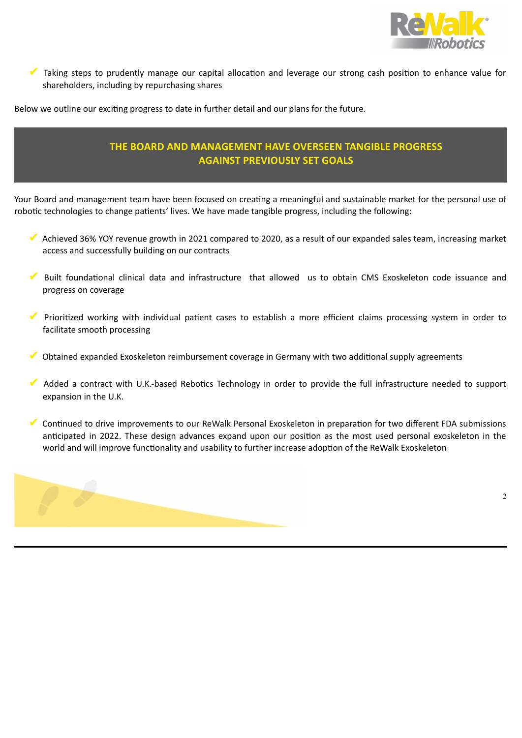- ✔ Taking steps to prudently manage our capital allocation and leverage our strong cash position to enhance value for shareholders, including by repurchasing shares

Below we outline our exciting progress to date in further detail and our plans for the future.

## THE BOARD AND MANAGEMENT HAVE OVERSEEN TANGIBLE PROGRESS AGAINST PREVIOUSLY SET GOALS

Your Board and management team have been focused on creating a meaningful and sustainable market for the personal use of robotic technologies to change patients' lives. We have made tangible progress, including the following:

- ✔ Achieved 36% YOY revenue growth in 2021 compared to 2020, as a result of our expanded sales team, increasing market access and successfully building on our contracts

- ✔ Built foundational clinical data and infrastructure that allowed us to obtain CMS Exoskeleton code issuance and progress on coverage

- ✔ Prioritized working with individual patient cases to establish a more efficient claims processing system in order to facilitate smooth processing

- ✔ Obtained expanded Exoskeleton reimbursement coverage in Germany with two additional supply agreements

- ✔ Added a contract with U.K.-based Rebotics Technology in order to provide the full infrastructure needed to support expansion in the U.K.

- ✔ Continued to drive improvements to our ReWalk Personal Exoskeleton in preparation for two different FDA submissions anticipated in 2022. These design advances expand upon our position as the most used personal exoskeleton in the world and will improve functionality and usability to further increase adoption of the ReWalk Exoskeleton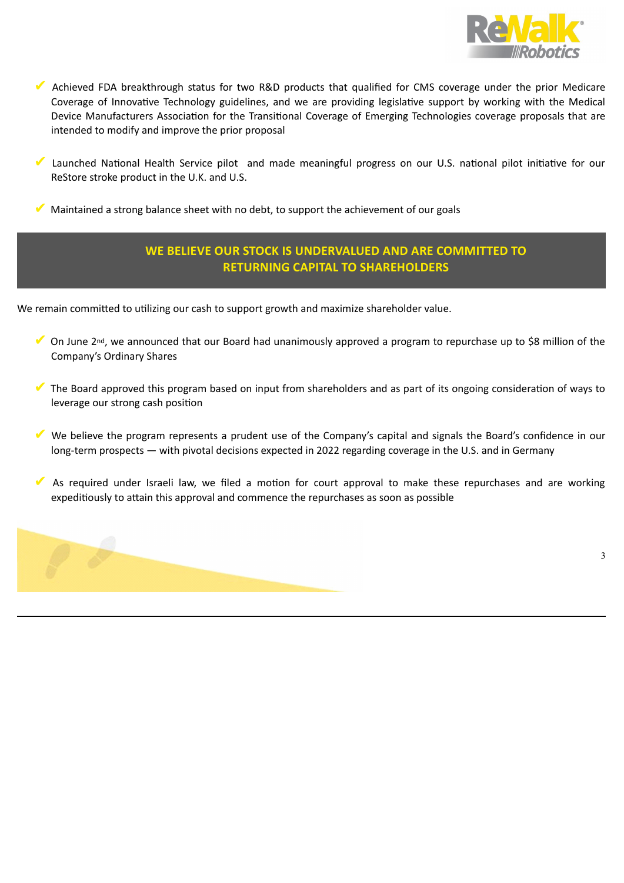- ✔ Achieved FDA breakthrough status for two R&D products that qualified for CMS coverage under the prior Medicare Coverage of Innovative Technology guidelines, and we are providing legislative support by working with the Medical Device Manufacturers Association for the Transitional Coverage of Emerging Technologies coverage proposals that are intended to modify and improve the prior proposal

- ✔ Launched National Health Service pilot and made meaningful progress on our U.S. national pilot initiative for our ReStore stroke product in the U.K. and U.S.

- ✔ Maintained a strong balance sheet with no debt, to support the achievement of our goals

## WE BELIEVE OUR STOCK IS UNDERVALUED AND ARE COMMITTED TO RETURNING CAPITAL TO SHAREHOLDERS

We remain committed to utilizing our cash to support growth and maximize shareholder value.

- ✔ On June 2nd, we announced that our Board had unanimously approved a program to repurchase up to $8 million of the Company's Ordinary Shares

- ✔ The Board approved this program based on input from shareholders and as part of its ongoing consideration of ways to leverage our strong cash position

- ✔ We believe the program represents a prudent use of the Company's capital and signals the Board's confidence in our long-term prospects — with pivotal decisions expected in 2022 regarding coverage in the U.S. and in Germany

- ✔ As required under Israeli law, we filed a motion for court approval to make these repurchases and are working expeditiously to attain this approval and commence the repurchases as soon as possible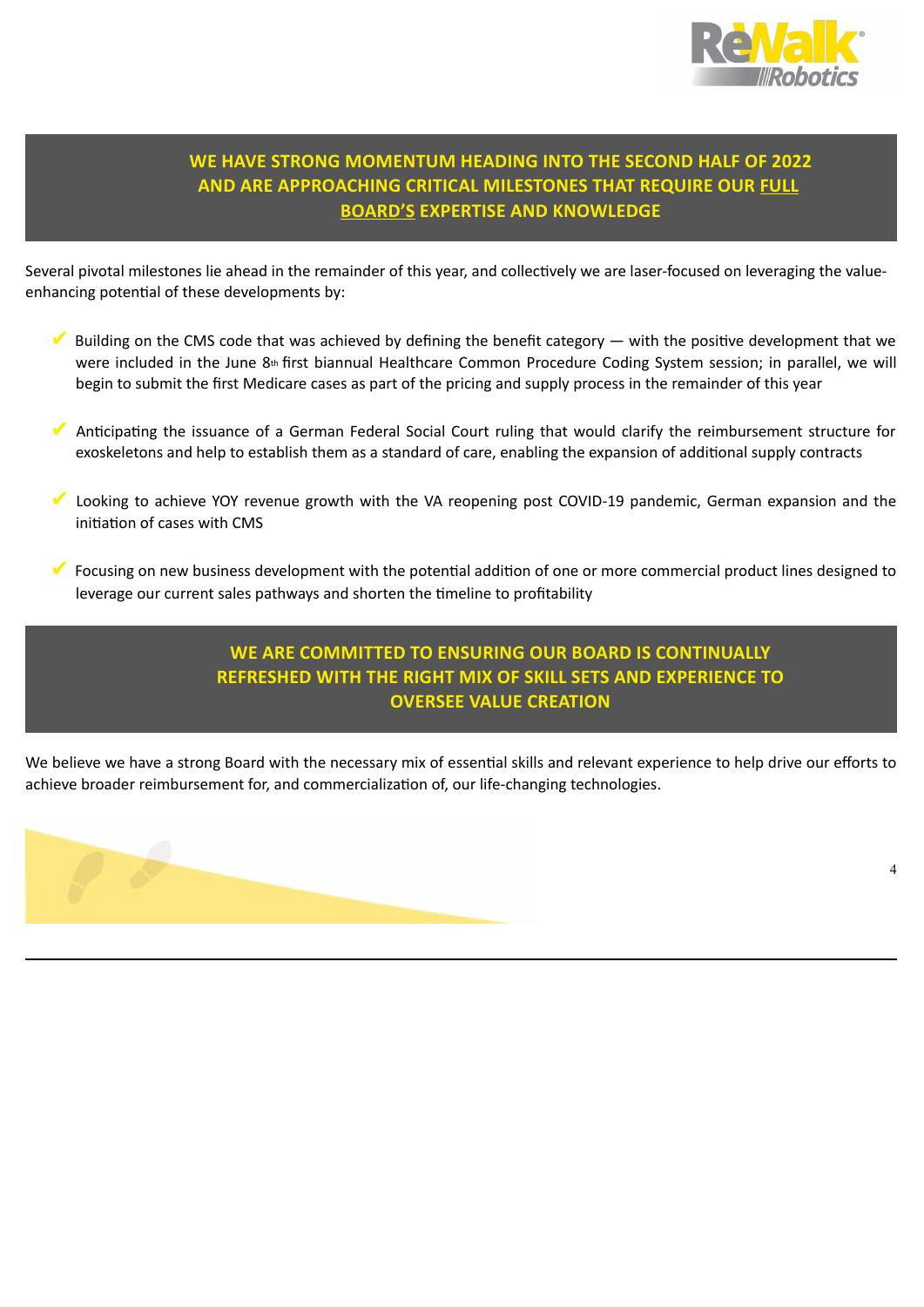## WE HAVE STRONG MOMENTUM HEADING INTO THE SECOND HALF OF 2022 AND ARE APPROACHING CRITICAL MILESTONES THAT REQUIRE OUR FULL BOARD'S EXPERTISE AND KNOWLEDGE

Several pivotal milestones lie ahead in the remainder of this year, and collectively we are laser-focused on leveraging the value-enhancing potential of these developments by:

- ✔ Building on the CMS code that was achieved by defining the benefit category — with the positive development that we were included in the June 8th first biannual Healthcare Common Procedure Coding System session; in parallel, we will begin to submit the first Medicare cases as part of the pricing and supply process in the remainder of this year
- ✔ Anticipating the issuance of a German Federal Social Court ruling that would clarify the reimbursement structure for exoskeletons and help to establish them as a standard of care, enabling the expansion of additional supply contracts
- ✔ Looking to achieve YOY revenue growth with the VA reopening post COVID-19 pandemic, German expansion and the initiation of cases with CMS
- ✔ Focusing on new business development with the potential addition of one or more commercial product lines designed to leverage our current sales pathways and shorten the timeline to profitability

## WE ARE COMMITTED TO ENSURING OUR BOARD IS CONTINUALLY REFRESHED WITH THE RIGHT MIX OF SKILL SETS AND EXPERIENCE TO OVERSEE VALUE CREATION

We believe we have a strong Board with the necessary mix of essential skills and relevant experience to help drive our efforts to achieve broader reimbursement for, and commercialization of, our life-changing technologies.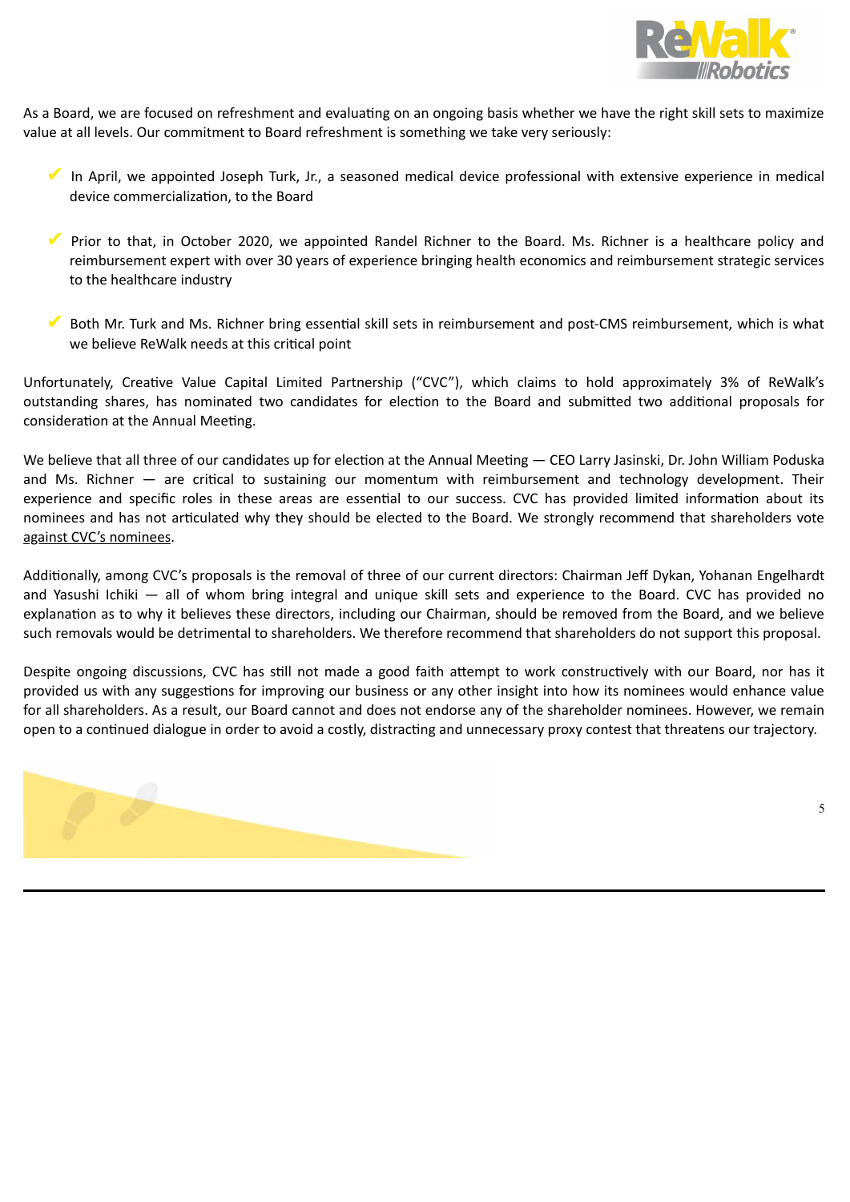As a Board, we are focused on refreshment and evaluating on an ongoing basis whether we have the right skill sets to maximize value at all levels. Our commitment to Board refreshment is something we take very seriously:

- ✔ In April, we appointed Joseph Turk, Jr., a seasoned medical device professional with extensive experience in medical device commercialization, to the Board
- ✔ Prior to that, in October 2020, we appointed Randel Richner to the Board. Ms. Richner is a healthcare policy and reimbursement expert with over 30 years of experience bringing health economics and reimbursement strategic services to the healthcare industry
- ✔ Both Mr. Turk and Ms. Richner bring essential skill sets in reimbursement and post-CMS reimbursement, which is what we believe ReWalk needs at this critical point

Unfortunately, Creative Value Capital Limited Partnership ("CVC"), which claims to hold approximately 3% of ReWalk's outstanding shares, has nominated two candidates for election to the Board and submitted two additional proposals for consideration at the Annual Meeting.

We believe that all three of our candidates up for election at the Annual Meeting — CEO Larry Jasinski, Dr. John William Poduska and Ms. Richner — are critical to sustaining our momentum with reimbursement and technology development. Their experience and specific roles in these areas are essential to our success. CVC has provided limited information about its nominees and has not articulated why they should be elected to the Board. We strongly recommend that shareholders vote <u>against CVC's nominees</u>.

Additionally, among CVC's proposals is the removal of three of our current directors: Chairman Jeff Dykan, Yohanan Engelhardt and Yasushi Ichiki — all of whom bring integral and unique skill sets and experience to the Board. CVC has provided no explanation as to why it believes these directors, including our Chairman, should be removed from the Board, and we believe such removals would be detrimental to shareholders. We therefore recommend that shareholders do not support this proposal.

Despite ongoing discussions, CVC has still not made a good faith attempt to work constructively with our Board, nor has it provided us with any suggestions for improving our business or any other insight into how its nominees would enhance value for all shareholders. As a result, our Board cannot and does not endorse any of the shareholder nominees. However, we remain open to a continued dialogue in order to avoid a costly, distracting and unnecessary proxy contest that threatens our trajectory.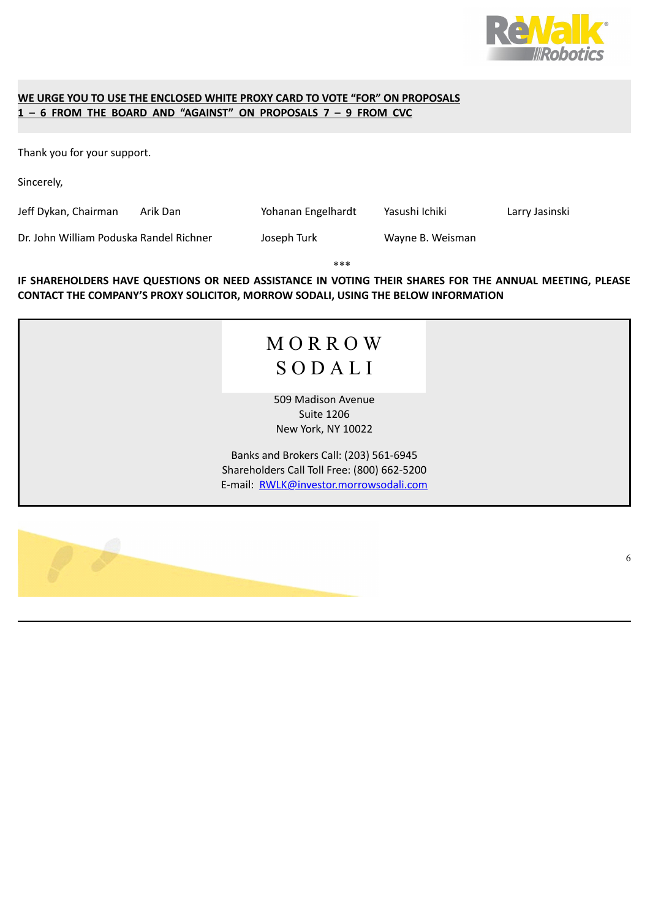**WE URGE YOU TO USE THE ENCLOSED WHITE PROXY CARD TO VOTE "FOR" ON PROPOSALS 1 – 6 FROM THE BOARD AND "AGAINST" ON PROPOSALS 7 – 9 FROM CVC**

Thank you for your support.

Sincerely,

Jeff Dykan, Chairman  
Arik Dan  
Yohanan Engelhardt  
Yasushi Ichiki  
Larry Jasinski  
Dr. John William Poduska  
Randel Richner  
Joseph Turk  
Wayne B. Weisman

***

**IF SHAREHOLDERS HAVE QUESTIONS OR NEED ASSISTANCE IN VOTING THEIR SHARES FOR THE ANNUAL MEETING, PLEASE CONTACT THE COMPANY'S PROXY SOLICITOR, MORROW SODALI, USING THE BELOW INFORMATION**

MORROW SODALI

509 Madison Avenue  
Suite 1206  
New York, NY 10022

Banks and Brokers Call: (203) 561-6945  
Shareholders Call Toll Free: (800) 662-5200  
E-mail: RWLK@investor.morrowsodali.com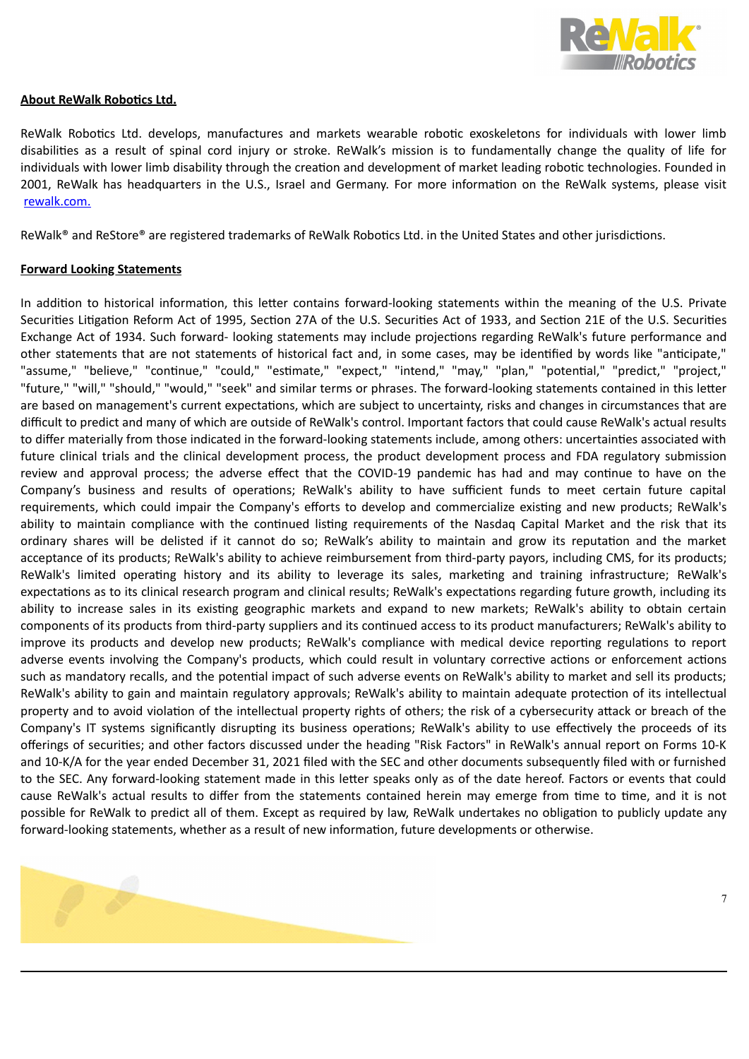**About ReWalk Robotics Ltd.**

ReWalk Robotics Ltd. develops, manufactures and markets wearable robotic exoskeletons for individuals with lower limb disabilities as a result of spinal cord injury or stroke. ReWalk's mission is to fundamentally change the quality of life for individuals with lower limb disability through the creation and development of market leading robotic technologies. Founded in 2001, ReWalk has headquarters in the U.S., Israel and Germany. For more information on the ReWalk systems, please visit rewalk.com.

ReWalk® and ReStore® are registered trademarks of ReWalk Robotics Ltd. in the United States and other jurisdictions.

**Forward Looking Statements**

In addition to historical information, this letter contains forward-looking statements within the meaning of the U.S. Private Securities Litigation Reform Act of 1995, Section 27A of the U.S. Securities Act of 1933, and Section 21E of the U.S. Securities Exchange Act of 1934. Such forward- looking statements may include projections regarding ReWalk's future performance and other statements that are not statements of historical fact and, in some cases, may be identified by words like "anticipate," "assume," "believe," "continue," "could," "estimate," "expect," "intend," "may," "plan," "potential," "predict," "project," "future," "will," "should," "would," "seek" and similar terms or phrases. The forward-looking statements contained in this letter are based on management's current expectations, which are subject to uncertainty, risks and changes in circumstances that are difficult to predict and many of which are outside of ReWalk's control. Important factors that could cause ReWalk's actual results to differ materially from those indicated in the forward-looking statements include, among others: uncertainties associated with future clinical trials and the clinical development process, the product development process and FDA regulatory submission review and approval process; the adverse effect that the COVID-19 pandemic has had and may continue to have on the Company's business and results of operations; ReWalk's ability to have sufficient funds to meet certain future capital requirements, which could impair the Company's efforts to develop and commercialize existing and new products; ReWalk's ability to maintain compliance with the continued listing requirements of the Nasdaq Capital Market and the risk that its ordinary shares will be delisted if it cannot do so; ReWalk's ability to maintain and grow its reputation and the market acceptance of its products; ReWalk's ability to achieve reimbursement from third-party payors, including CMS, for its products; ReWalk's limited operating history and its ability to leverage its sales, marketing and training infrastructure; ReWalk's expectations as to its clinical research program and clinical results; ReWalk's expectations regarding future growth, including its ability to increase sales in its existing geographic markets and expand to new markets; ReWalk's ability to obtain certain components of its products from third-party suppliers and its continued access to its product manufacturers; ReWalk's ability to improve its products and develop new products; ReWalk's compliance with medical device reporting regulations to report adverse events involving the Company's products, which could result in voluntary corrective actions or enforcement actions such as mandatory recalls, and the potential impact of such adverse events on ReWalk's ability to market and sell its products; ReWalk's ability to gain and maintain regulatory approvals; ReWalk's ability to maintain adequate protection of its intellectual property and to avoid violation of the intellectual property rights of others; the risk of a cybersecurity attack or breach of the Company's IT systems significantly disrupting its business operations; ReWalk's ability to use effectively the proceeds of its offerings of securities; and other factors discussed under the heading "Risk Factors" in ReWalk's annual report on Forms 10-K and 10-K/A for the year ended December 31, 2021 filed with the SEC and other documents subsequently filed with or furnished to the SEC. Any forward-looking statement made in this letter speaks only as of the date hereof. Factors or events that could cause ReWalk's actual results to differ from the statements contained herein may emerge from time to time, and it is not possible for ReWalk to predict all of them. Except as required by law, ReWalk undertakes no obligation to publicly update any forward-looking statements, whether as a result of new information, future developments or otherwise.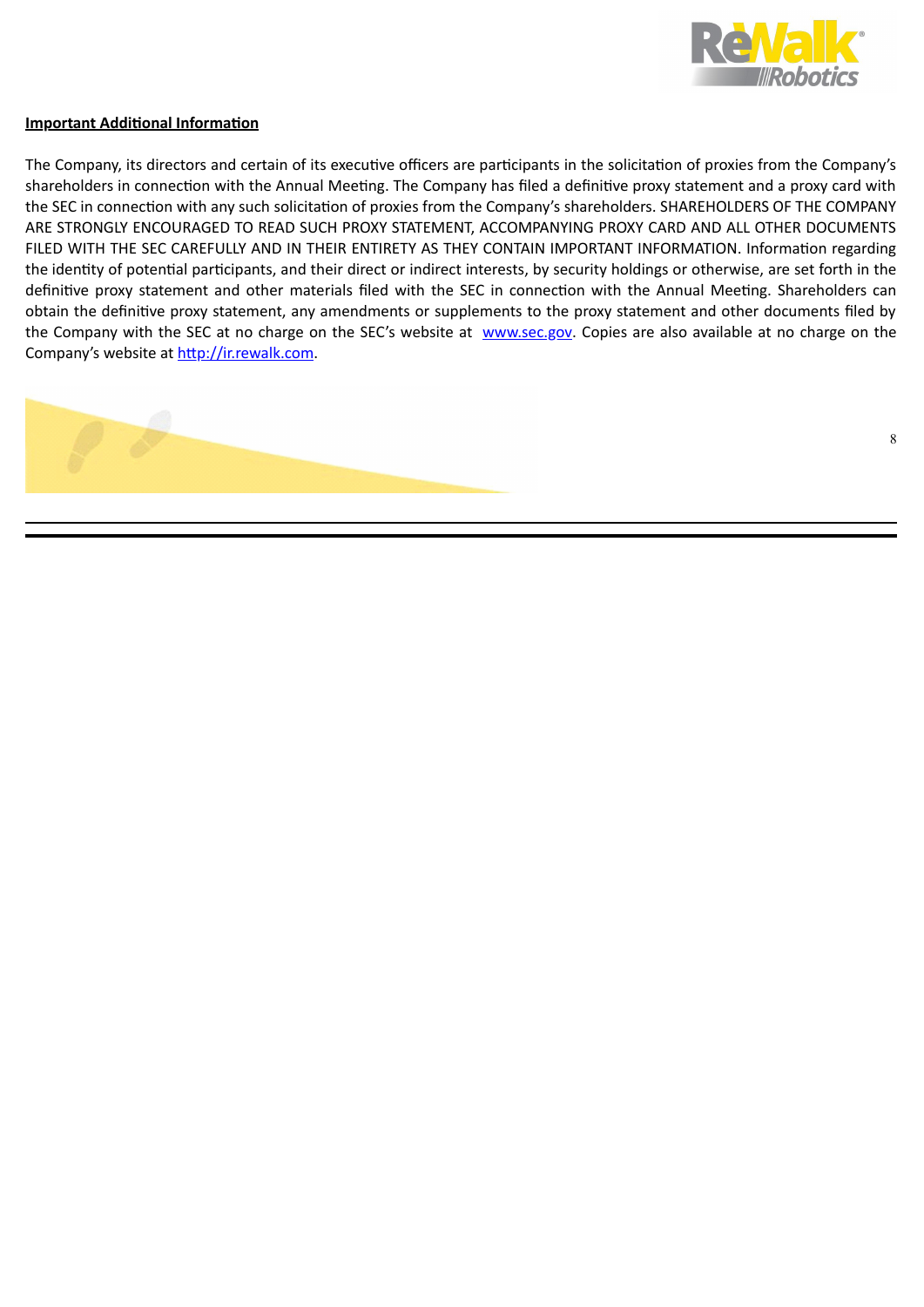**Important Additional Information**

The Company, its directors and certain of its executive officers are participants in the solicitation of proxies from the Company's shareholders in connection with the Annual Meeting. The Company has filed a definitive proxy statement and a proxy card with the SEC in connection with any such solicitation of proxies from the Company's shareholders. SHAREHOLDERS OF THE COMPANY ARE STRONGLY ENCOURAGED TO READ SUCH PROXY STATEMENT, ACCOMPANYING PROXY CARD AND ALL OTHER DOCUMENTS FILED WITH THE SEC CAREFULLY AND IN THEIR ENTIRETY AS THEY CONTAIN IMPORTANT INFORMATION. Information regarding the identity of potential participants, and their direct or indirect interests, by security holdings or otherwise, are set forth in the definitive proxy statement and other materials filed with the SEC in connection with the Annual Meeting. Shareholders can obtain the definitive proxy statement, any amendments or supplements to the proxy statement and other documents filed by the Company with the SEC at no charge on the SEC's website at www.sec.gov. Copies are also available at no charge on the Company's website at http://ir.rewalk.com.